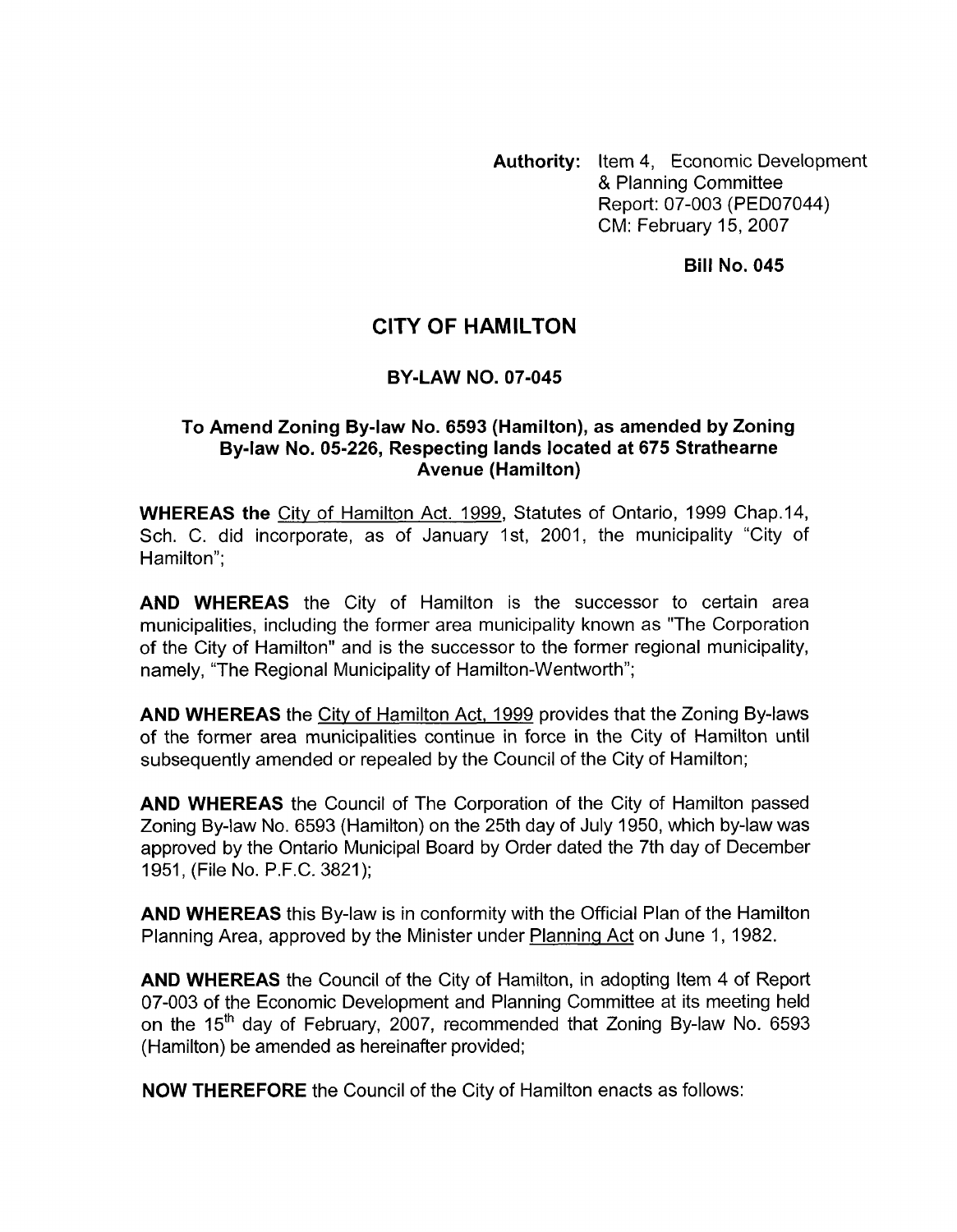**Authority:** Item 4, Economic Development & Planning Committee
Report: 07-003 (PED07044)
CM: February 15, 2007

**Bill No. 045**

# CITY OF HAMILTON

## BY-LAW NO. 07-045

### To Amend Zoning By-law No. 6593 (Hamilton), as amended by Zoning By-law No. 05-226, Respecting lands located at 675 Strathearne Avenue (Hamilton)

**WHEREAS the** City of Hamilton Act. 1999, Statutes of Ontario, 1999 Chap.14, Sch. C. did incorporate, as of January 1st, 2001, the municipality "City of Hamilton";

**AND WHEREAS** the City of Hamilton is the successor to certain area municipalities, including the former area municipality known as "The Corporation of the City of Hamilton" and is the successor to the former regional municipality, namely, "The Regional Municipality of Hamilton-Wentworth";

**AND WHEREAS** the City of Hamilton Act, 1999 provides that the Zoning By-laws of the former area municipalities continue in force in the City of Hamilton until subsequently amended or repealed by the Council of the City of Hamilton;

**AND WHEREAS** the Council of The Corporation of the City of Hamilton passed Zoning By-law No. 6593 (Hamilton) on the 25th day of July 1950, which by-law was approved by the Ontario Municipal Board by Order dated the 7th day of December 1951, (File No. P.F.C. 3821);

**AND WHEREAS** this By-law is in conformity with the Official Plan of the Hamilton Planning Area, approved by the Minister under Planning Act on June 1, 1982.

**AND WHEREAS** the Council of the City of Hamilton, in adopting Item 4 of Report 07-003 of the Economic Development and Planning Committee at its meeting held on the 15th day of February, 2007, recommended that Zoning By-law No. 6593 (Hamilton) be amended as hereinafter provided;

**NOW THEREFORE** the Council of the City of Hamilton enacts as follows: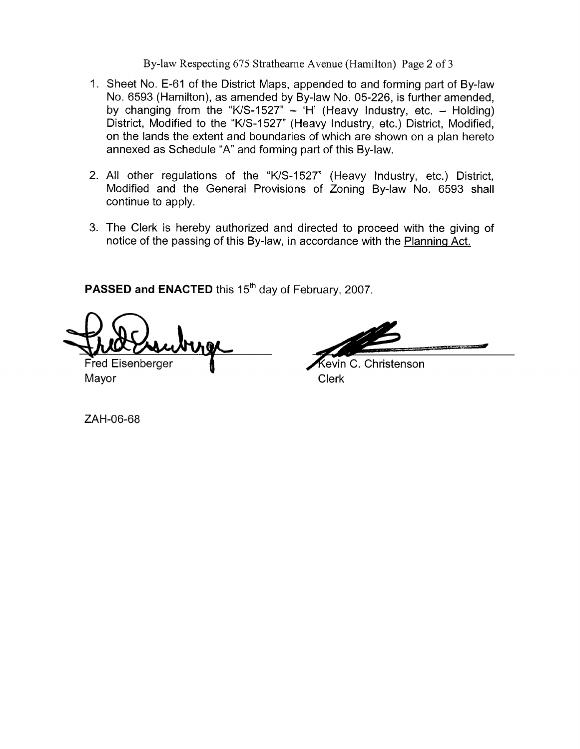1. Sheet No. E-61 of the District Maps, appended to and forming part of By-law No. 6593 (Hamilton), as amended by By-law No. 05-226, is further amended, by changing from the "K/S-1527" – 'H' (Heavy Industry, etc. – Holding) District, Modified to the "K/S-1527" (Heavy Industry, etc.) District, Modified, on the lands the extent and boundaries of which are shown on a plan hereto annexed as Schedule "A" and forming part of this By-law.

2. All other regulations of the "K/S-1527" (Heavy Industry, etc.) District, Modified and the General Provisions of Zoning By-law No. 6593 shall continue to apply.

3. The Clerk is hereby authorized and directed to proceed with the giving of notice of the passing of this By-law, in accordance with the Planning Act.

**PASSED and ENACTED** this 15th day of February, 2007.

Fred Eisenberger
Mayor

Kevin C. Christenson
Clerk

ZAH-06-68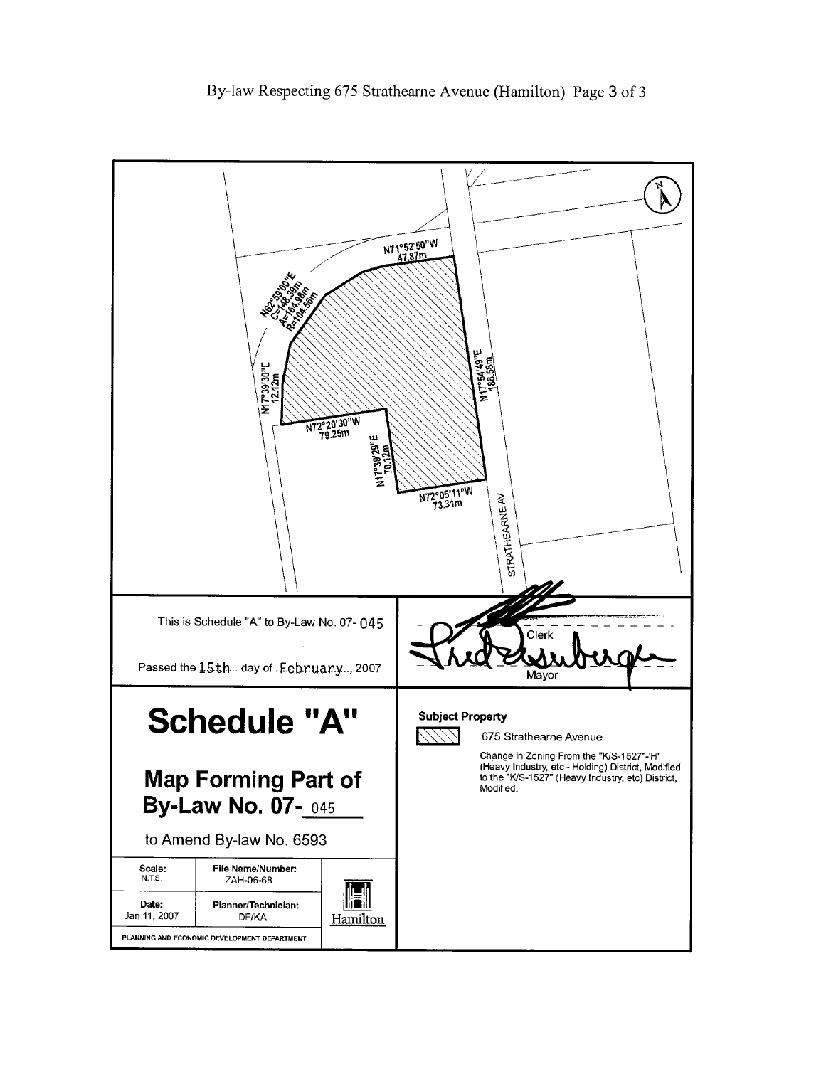N71°52'50"W
47.87m

N62°59'00"E
C=148.39m
A=164.98m
R=104.56m

N17°39'30"E
12.12m

N17°54'49"E
186.58m

N72°20'30"W
79.25m

N17°39'29"E
70.12m

N72°05'11"W
73.31m

STRATHEARNE AV

N

This is Schedule "A" to By-Law No. 07- 045

Passed the 15th... day of .February..., 2007

Clerk

Mayor

# Schedule "A"

## Map Forming Part of By-Law No. 07- 045

to Amend By-law No. 6593

| Scale: | File Name/Number: | |
|---|---|---|
| N.T.S. | ZAH-06-68 | Hamilton |
| Date: Jan 11, 2007 | Planner/Technician: DF/KA | |

PLANNING AND ECONOMIC DEVELOPMENT DEPARTMENT

**Subject Property**

675 Strathearne Avenue

Change in Zoning From the "K/S-1527"-'H' (Heavy Industry, etc - Holding) District, Modified to the "K/S-1527" (Heavy Industry, etc) District, Modified.